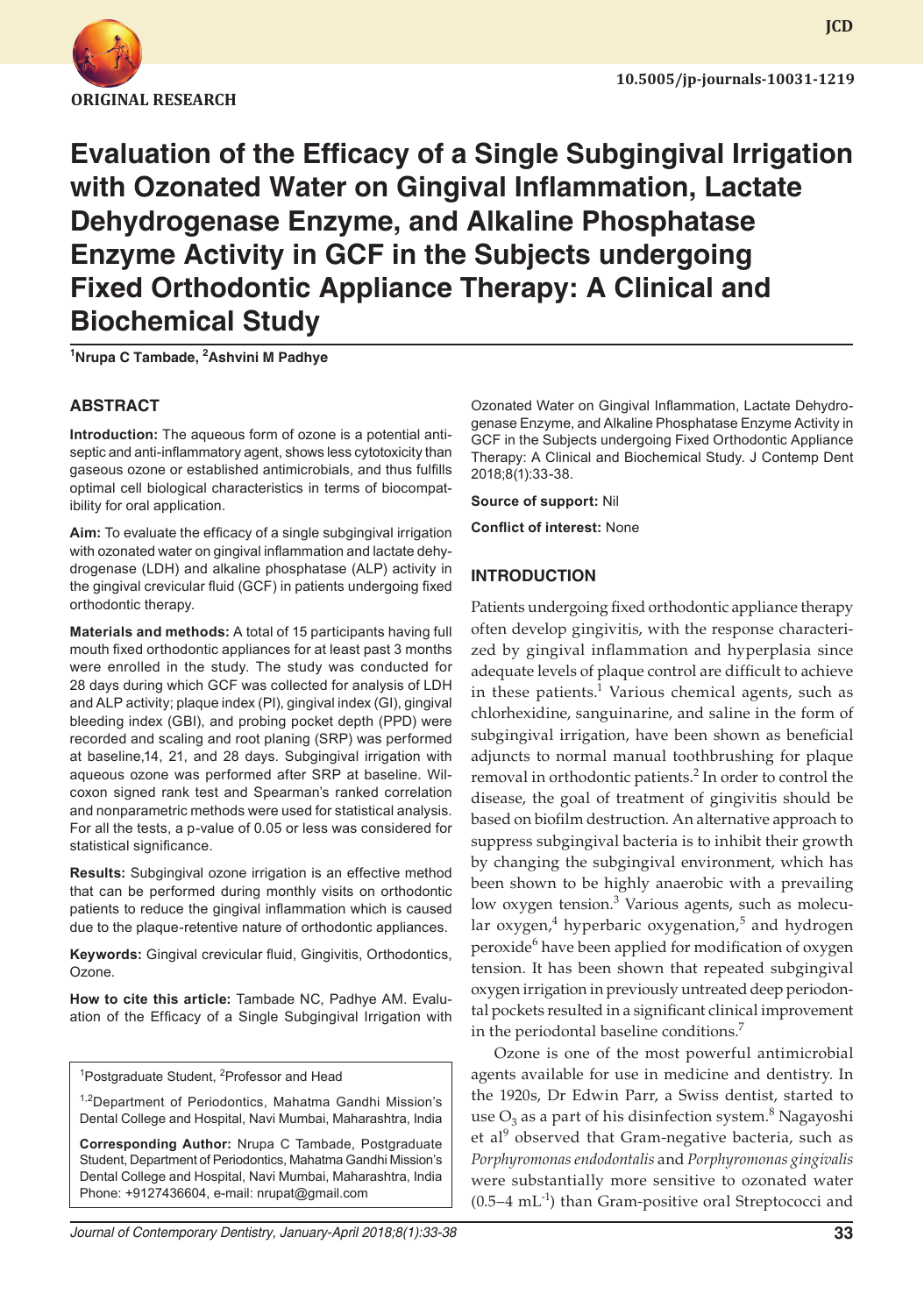ORIGINAL RESEARCH

10.5005/jp-journals-10031-1219

# Evaluation of the Efficacy of a Single Subgingival Irrigation with Ozonated Water on Gingival Inflammation, Lactate Dehydrogenase Enzyme, and Alkaline Phosphatase Enzyme Activity in GCF in the Subjects undergoing Fixed Orthodontic Appliance Therapy: A Clinical and Biochemical Study

[1]Nrupa C Tambade, [2]Ashvini M Padhye

## ABSTRACT

**Introduction:** The aqueous form of ozone is a potential antiseptic and anti-inflammatory agent, shows less cytotoxicity than gaseous ozone or established antimicrobials, and thus fulfills optimal cell biological characteristics in terms of biocompatibility for oral application.

**Aim:** To evaluate the efficacy of a single subgingival irrigation with ozonated water on gingival inflammation and lactate dehydrogenase (LDH) and alkaline phosphatase (ALP) activity in the gingival crevicular fluid (GCF) in patients undergoing fixed orthodontic therapy.

**Materials and methods:** A total of 15 participants having full mouth fixed orthodontic appliances for at least past 3 months were enrolled in the study. The study was conducted for 28 days during which GCF was collected for analysis of LDH and ALP activity; plaque index (PI), gingival index (GI), gingival bleeding index (GBI), and probing pocket depth (PPD) were recorded and scaling and root planing (SRP) was performed at baseline,14, 21, and 28 days. Subgingival irrigation with aqueous ozone was performed after SRP at baseline. Wilcoxon signed rank test and Spearman's ranked correlation and nonparametric methods were used for statistical analysis. For all the tests, a p-value of 0.05 or less was considered for statistical significance.

**Results:** Subgingival ozone irrigation is an effective method that can be performed during monthly visits on orthodontic patients to reduce the gingival inflammation which is caused due to the plaque-retentive nature of orthodontic appliances.

**Keywords:** Gingival crevicular fluid, Gingivitis, Orthodontics, Ozone.

**How to cite this article:** Tambade NC, Padhye AM. Evaluation of the Efficacy of a Single Subgingival Irrigation with Ozonated Water on Gingival Inflammation, Lactate Dehydrogenase Enzyme, and Alkaline Phosphatase Enzyme Activity in GCF in the Subjects undergoing Fixed Orthodontic Appliance Therapy: A Clinical and Biochemical Study. J Contemp Dent 2018;8(1):33-38.

**Source of support:** Nil

**Conflict of interest:** None

[1]Postgraduate Student, [2]Professor and Head

[1,2]Department of Periodontics, Mahatma Gandhi Mission's Dental College and Hospital, Navi Mumbai, Maharashtra, India

**Corresponding Author:** Nrupa C Tambade, Postgraduate Student, Department of Periodontics, Mahatma Gandhi Mission's Dental College and Hospital, Navi Mumbai, Maharashtra, India Phone: +9127436604, e-mail: nrupat@gmail.com

## INTRODUCTION

Patients undergoing fixed orthodontic appliance therapy often develop gingivitis, with the response characterized by gingival inflammation and hyperplasia since adequate levels of plaque control are difficult to achieve in these patients.[1] Various chemical agents, such as chlorhexidine, sanguinarine, and saline in the form of subgingival irrigation, have been shown as beneficial adjuncts to normal manual toothbrushing for plaque removal in orthodontic patients.[2] In order to control the disease, the goal of treatment of gingivitis should be based on biofilm destruction. An alternative approach to suppress subgingival bacteria is to inhibit their growth by changing the subgingival environment, which has been shown to be highly anaerobic with a prevailing low oxygen tension.[3] Various agents, such as molecular oxygen,[4] hyperbaric oxygenation,[5] and hydrogen peroxide[6] have been applied for modification of oxygen tension. It has been shown that repeated subgingival oxygen irrigation in previously untreated deep periodontal pockets resulted in a significant clinical improvement in the periodontal baseline conditions.[7]

Ozone is one of the most powerful antimicrobial agents available for use in medicine and dentistry. In the 1920s, Dr Edwin Parr, a Swiss dentist, started to use $O_3$ as a part of his disinfection system.[8] Nagayoshi et al[9] observed that Gram-negative bacteria, such as *Porphyromonas endodontalis* and *Porphyromonas gingivalis* were substantially more sensitive to ozonated water (0.5–4 $mL^{-1}$) than Gram-positive oral Streptococci and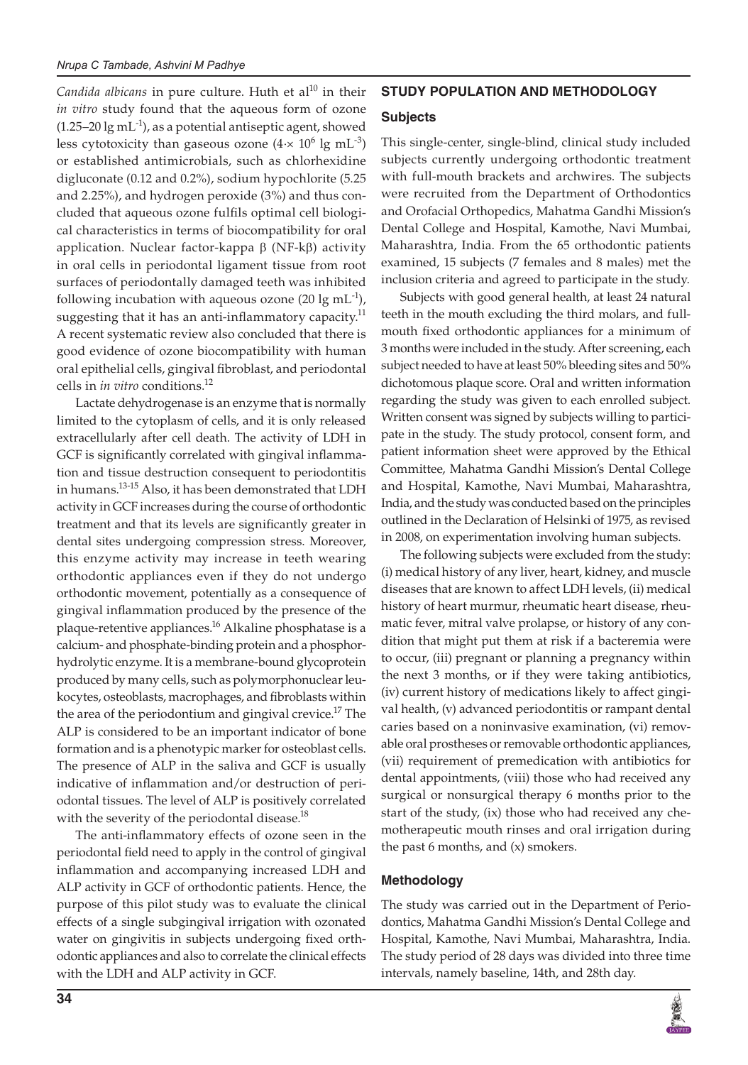*Candida albicans* in pure culture. Huth et al[10] in their *in vitro* study found that the aqueous form of ozone (1.25–20 lg $mL^{-1}$), as a potential antiseptic agent, showed less cytotoxicity than gaseous ozone ($4 \cdot \times 10^6$ lg $mL^{-3}$) or established antimicrobials, such as chlorhexidine digluconate (0.12 and 0.2%), sodium hypochlorite (5.25 and 2.25%), and hydrogen peroxide (3%) and thus concluded that aqueous ozone fulfils optimal cell biological characteristics in terms of biocompatibility for oral application. Nuclear factor-kappa β (NF-kβ) activity in oral cells in periodontal ligament tissue from root surfaces of periodontally damaged teeth was inhibited following incubation with aqueous ozone (20 lg $mL^{-1}$), suggesting that it has an anti-inflammatory capacity.[11] A recent systematic review also concluded that there is good evidence of ozone biocompatibility with human oral epithelial cells, gingival fibroblast, and periodontal cells in *in vitro* conditions.[12]

Lactate dehydrogenase is an enzyme that is normally limited to the cytoplasm of cells, and it is only released extracellularly after cell death. The activity of LDH in GCF is significantly correlated with gingival inflammation and tissue destruction consequent to periodontitis in humans.[13-15] Also, it has been demonstrated that LDH activity in GCF increases during the course of orthodontic treatment and that its levels are significantly greater in dental sites undergoing compression stress. Moreover, this enzyme activity may increase in teeth wearing orthodontic appliances even if they do not undergo orthodontic movement, potentially as a consequence of gingival inflammation produced by the presence of the plaque-retentive appliances.[16] Alkaline phosphatase is a calcium- and phosphate-binding protein and a phosphorhydrolytic enzyme. It is a membrane-bound glycoprotein produced by many cells, such as polymorphonuclear leukocytes, osteoblasts, macrophages, and fibroblasts within the area of the periodontium and gingival crevice.[17] The ALP is considered to be an important indicator of bone formation and is a phenotypic marker for osteoblast cells. The presence of ALP in the saliva and GCF is usually indicative of inflammation and/or destruction of periodontal tissues. The level of ALP is positively correlated with the severity of the periodontal disease.[18]

The anti-inflammatory effects of ozone seen in the periodontal field need to apply in the control of gingival inflammation and accompanying increased LDH and ALP activity in GCF of orthodontic patients. Hence, the purpose of this pilot study was to evaluate the clinical effects of a single subgingival irrigation with ozonated water on gingivitis in subjects undergoing fixed orthodontic appliances and also to correlate the clinical effects with the LDH and ALP activity in GCF.

## STUDY POPULATION AND METHODOLOGY

### Subjects

This single-center, single-blind, clinical study included subjects currently undergoing orthodontic treatment with full-mouth brackets and archwires. The subjects were recruited from the Department of Orthodontics and Orofacial Orthopedics, Mahatma Gandhi Mission's Dental College and Hospital, Kamothe, Navi Mumbai, Maharashtra, India. From the 65 orthodontic patients examined, 15 subjects (7 females and 8 males) met the inclusion criteria and agreed to participate in the study.

Subjects with good general health, at least 24 natural teeth in the mouth excluding the third molars, and full-mouth fixed orthodontic appliances for a minimum of 3 months were included in the study. After screening, each subject needed to have at least 50% bleeding sites and 50% dichotomous plaque score. Oral and written information regarding the study was given to each enrolled subject. Written consent was signed by subjects willing to participate in the study. The study protocol, consent form, and patient information sheet were approved by the Ethical Committee, Mahatma Gandhi Mission's Dental College and Hospital, Kamothe, Navi Mumbai, Maharashtra, India, and the study was conducted based on the principles outlined in the Declaration of Helsinki of 1975, as revised in 2008, on experimentation involving human subjects.

The following subjects were excluded from the study: (i) medical history of any liver, heart, kidney, and muscle diseases that are known to affect LDH levels, (ii) medical history of heart murmur, rheumatic heart disease, rheumatic fever, mitral valve prolapse, or history of any condition that might put them at risk if a bacteremia were to occur, (iii) pregnant or planning a pregnancy within the next 3 months, or if they were taking antibiotics, (iv) current history of medications likely to affect gingival health, (v) advanced periodontitis or rampant dental caries based on a noninvasive examination, (vi) removable oral prostheses or removable orthodontic appliances, (vii) requirement of premedication with antibiotics for dental appointments, (viii) those who had received any surgical or nonsurgical therapy 6 months prior to the start of the study, (ix) those who had received any chemotherapeutic mouth rinses and oral irrigation during the past 6 months, and (x) smokers.

### Methodology

The study was carried out in the Department of Periodontics, Mahatma Gandhi Mission's Dental College and Hospital, Kamothe, Navi Mumbai, Maharashtra, India. The study period of 28 days was divided into three time intervals, namely baseline, 14th, and 28th day.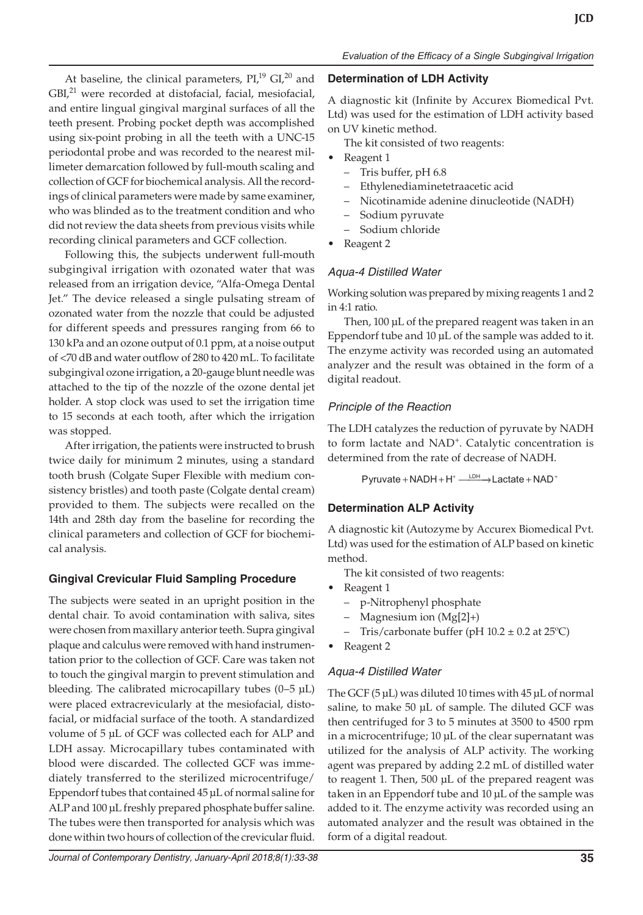At baseline, the clinical parameters, PI,[19] GI,[20] and GBI,[21] were recorded at distofacial, facial, mesiofacial, and entire lingual gingival marginal surfaces of all the teeth present. Probing pocket depth was accomplished using six-point probing in all the teeth with a UNC-15 periodontal probe and was recorded to the nearest millimeter demarcation followed by full-mouth scaling and collection of GCF for biochemical analysis. All the recordings of clinical parameters were made by same examiner, who was blinded as to the treatment condition and who did not review the data sheets from previous visits while recording clinical parameters and GCF collection.

Following this, the subjects underwent full-mouth subgingival irrigation with ozonated water that was released from an irrigation device, "Alfa-Omega Dental Jet." The device released a single pulsating stream of ozonated water from the nozzle that could be adjusted for different speeds and pressures ranging from 66 to 130 kPa and an ozone output of 0.1 ppm, at a noise output of <70 dB and water outflow of 280 to 420 mL. To facilitate subgingival ozone irrigation, a 20-gauge blunt needle was attached to the tip of the nozzle of the ozone dental jet holder. A stop clock was used to set the irrigation time to 15 seconds at each tooth, after which the irrigation was stopped.

After irrigation, the patients were instructed to brush twice daily for minimum 2 minutes, using a standard tooth brush (Colgate Super Flexible with medium consistency bristles) and tooth paste (Colgate dental cream) provided to them. The subjects were recalled on the 14th and 28th day from the baseline for recording the clinical parameters and collection of GCF for biochemical analysis.

### Gingival Crevicular Fluid Sampling Procedure

The subjects were seated in an upright position in the dental chair. To avoid contamination with saliva, sites were chosen from maxillary anterior teeth. Supra gingival plaque and calculus were removed with hand instrumentation prior to the collection of GCF. Care was taken not to touch the gingival margin to prevent stimulation and bleeding. The calibrated microcapillary tubes (0–5 µL) were placed extracrevicularly at the mesiofacial, distofacial, or midfacial surface of the tooth. A standardized volume of 5 µL of GCF was collected each for ALP and LDH assay. Microcapillary tubes contaminated with blood were discarded. The collected GCF was immediately transferred to the sterilized microcentrifuge/Eppendorf tubes that contained 45 µL of normal saline for ALP and 100 µL freshly prepared phosphate buffer saline. The tubes were then transported for analysis which was done within two hours of collection of the crevicular fluid.

### Determination of LDH Activity

A diagnostic kit (Infinite by Accurex Biomedical Pvt. Ltd) was used for the estimation of LDH activity based on UV kinetic method.

The kit consisted of two reagents:

- Reagent 1
  - Tris buffer, pH 6.8
  - Ethylenediaminetetraacetic acid
  - Nicotinamide adenine dinucleotide (NADH)
  - Sodium pyruvate
  - Sodium chloride
- Reagent 2

#### *Aqua-4 Distilled Water*

Working solution was prepared by mixing reagents 1 and 2 in 4:1 ratio.

Then, 100 µL of the prepared reagent was taken in an Eppendorf tube and 10 µL of the sample was added to it. The enzyme activity was recorded using an automated analyzer and the result was obtained in the form of a digital readout.

#### *Principle of the Reaction*

The LDH catalyzes the reduction of pyruvate by NADH to form lactate and $NAD^+$. Catalytic concentration is determined from the rate of decrease of NADH.

$$\text{Pyruvate} + \text{NADH} + \text{H}^+ \xrightarrow{\text{LDH}} \text{Lactate} + \text{NAD}^+$$

### Determination ALP Activity

A diagnostic kit (Autozyme by Accurex Biomedical Pvt. Ltd) was used for the estimation of ALP based on kinetic method.

The kit consisted of two reagents:

- Reagent 1
  - p-Nitrophenyl phosphate
  - Magnesium ion (Mg[2]+)
  - Tris/carbonate buffer (pH 10.2 ± 0.2 at 25ºC)
- Reagent 2

#### *Aqua-4 Distilled Water*

The GCF (5 µL) was diluted 10 times with 45 µL of normal saline, to make 50 µL of sample. The diluted GCF was then centrifuged for 3 to 5 minutes at 3500 to 4500 rpm in a microcentrifuge; 10 µL of the clear supernatant was utilized for the analysis of ALP activity. The working agent was prepared by adding 2.2 mL of distilled water to reagent 1. Then, 500 µL of the prepared reagent was taken in an Eppendorf tube and 10 µL of the sample was added to it. The enzyme activity was recorded using an automated analyzer and the result was obtained in the form of a digital readout.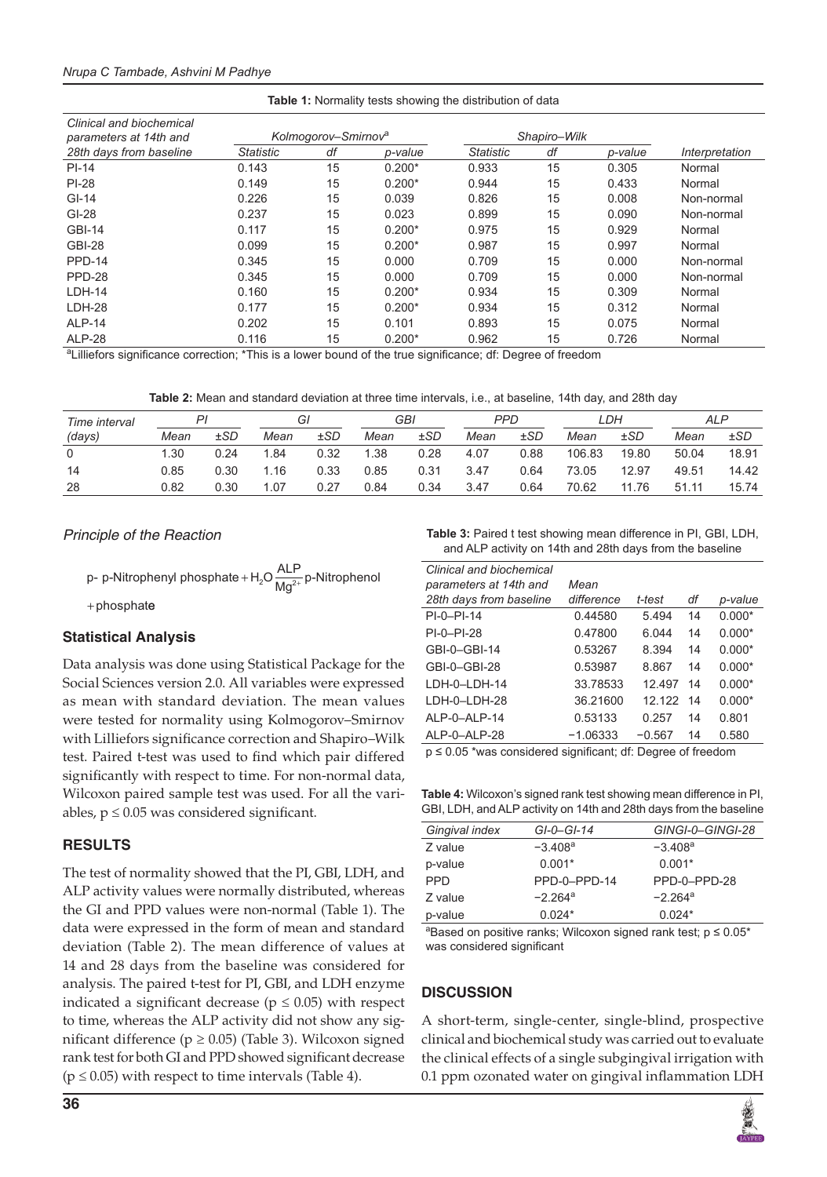**Table 1:** Normality tests showing the distribution of data

| Clinical and biochemical parameters at 14th and 28th days from baseline | Kolmogorov–Smirnov[a] | | | Shapiro–Wilk | | | Interpretation |
|---|---|---|---|---|---|---|---|
| | Statistic | df | p-value | Statistic | df | p-value | |
| PI-14 | 0.143 | 15 | 0.200* | 0.933 | 15 | 0.305 | Normal |
| PI-28 | 0.149 | 15 | 0.200* | 0.944 | 15 | 0.433 | Normal |
| GI-14 | 0.226 | 15 | 0.039 | 0.826 | 15 | 0.008 | Non-normal |
| GI-28 | 0.237 | 15 | 0.023 | 0.899 | 15 | 0.090 | Non-normal |
| GBI-14 | 0.117 | 15 | 0.200* | 0.975 | 15 | 0.929 | Normal |
| GBI-28 | 0.099 | 15 | 0.200* | 0.987 | 15 | 0.997 | Normal |
| PPD-14 | 0.345 | 15 | 0.000 | 0.709 | 15 | 0.000 | Non-normal |
| PPD-28 | 0.345 | 15 | 0.000 | 0.709 | 15 | 0.000 | Non-normal |
| LDH-14 | 0.160 | 15 | 0.200* | 0.934 | 15 | 0.309 | Normal |
| LDH-28 | 0.177 | 15 | 0.200* | 0.934 | 15 | 0.312 | Normal |
| ALP-14 | 0.202 | 15 | 0.101 | 0.893 | 15 | 0.075 | Normal |
| ALP-28 | 0.116 | 15 | 0.200* | 0.962 | 15 | 0.726 | Normal |

[a]Lilliefors significance correction; *This is a lower bound of the true significance; df: Degree of freedom

**Table 2:** Mean and standard deviation at three time intervals, i.e., at baseline, 14th day, and 28th day

| Time interval (days) | PI | | GI | | GBI | | PPD | | LDH | | ALP | |
|---|---|---|---|---|---|---|---|---|---|---|---|---|
| | Mean | ±SD | Mean | ±SD | Mean | ±SD | Mean | ±SD | Mean | ±SD | Mean | ±SD |
| 0 | 1.30 | 0.24 | 1.84 | 0.32 | 1.38 | 0.28 | 4.07 | 0.88 | 106.83 | 19.80 | 50.04 | 18.91 |
| 14 | 0.85 | 0.30 | 1.16 | 0.33 | 0.85 | 0.31 | 3.47 | 0.64 | 73.05 | 12.97 | 49.51 | 14.42 |
| 28 | 0.82 | 0.30 | 1.07 | 0.27 | 0.84 | 0.34 | 3.47 | 0.64 | 70.62 | 11.76 | 51.11 | 15.74 |

### Principle of the Reaction

$$\text{p- p-Nitrophenyl phosphate} + H_2O \xrightarrow[Mg^{2+}]{ALP} \text{p-Nitrophenol} + \text{phosphate}$$

### Statistical Analysis

Data analysis was done using Statistical Package for the Social Sciences version 2.0. All variables were expressed as mean with standard deviation. The mean values were tested for normality using Kolmogorov–Smirnov with Lilliefors significance correction and Shapiro–Wilk test. Paired t-test was used to find which pair differed significantly with respect to time. For non-normal data, Wilcoxon paired sample test was used. For all the variables, $p \leq 0.05$ was considered significant.

## RESULTS

The test of normality showed that the PI, GBI, LDH, and ALP activity values were normally distributed, whereas the GI and PPD values were non-normal (Table 1). The data were expressed in the form of mean and standard deviation (Table 2). The mean difference of values at 14 and 28 days from the baseline was considered for analysis. The paired t-test for PI, GBI, and LDH enzyme indicated a significant decrease ($p \leq 0.05$) with respect to time, whereas the ALP activity did not show any significant difference ($p \geq 0.05$) (Table 3). Wilcoxon signed rank test for both GI and PPD showed significant decrease ($p \leq 0.05$) with respect to time intervals (Table 4).

**Table 3:** Paired t test showing mean difference in PI, GBI, LDH, and ALP activity on 14th and 28th days from the baseline

| Clinical and biochemical parameters at 14th and 28th days from baseline | Mean difference | t-test | df | p-value |
|---|---|---|---|---|
| PI-0–PI-14 | 0.44580 | 5.494 | 14 | 0.000* |
| PI-0–PI-28 | 0.47800 | 6.044 | 14 | 0.000* |
| GBI-0–GBI-14 | 0.53267 | 8.394 | 14 | 0.000* |
| GBI-0–GBI-28 | 0.53987 | 8.867 | 14 | 0.000* |
| LDH-0–LDH-14 | 33.78533 | 12.497 | 14 | 0.000* |
| LDH-0–LDH-28 | 36.21600 | 12.122 | 14 | 0.000* |
| ALP-0–ALP-14 | 0.53133 | 0.257 | 14 | 0.801 |
| ALP-0–ALP-28 | −1.06333 | −0.567 | 14 | 0.580 |

p ≤ 0.05 *was considered significant; df: Degree of freedom

**Table 4:** Wilcoxon's signed rank test showing mean difference in PI, GBI, LDH, and ALP activity on 14th and 28th days from the baseline

| Gingival index | GI-0–GI-14 | GINGI-0–GINGI-28 |
|---|---|---|
| Z value | −3.408[a] | −3.408[a] |
| p-value | 0.001* | 0.001* |
| PPD | PPD-0–PPD-14 | PPD-0–PPD-28 |
| Z value | −2.264[a] | −2.264[a] |
| p-value | 0.024* | 0.024* |

[a]Based on positive ranks; Wilcoxon signed rank test; p ≤ 0.05* was considered significant

## DISCUSSION

A short-term, single-center, single-blind, prospective clinical and biochemical study was carried out to evaluate the clinical effects of a single subgingival irrigation with 0.1 ppm ozonated water on gingival inflammation LDH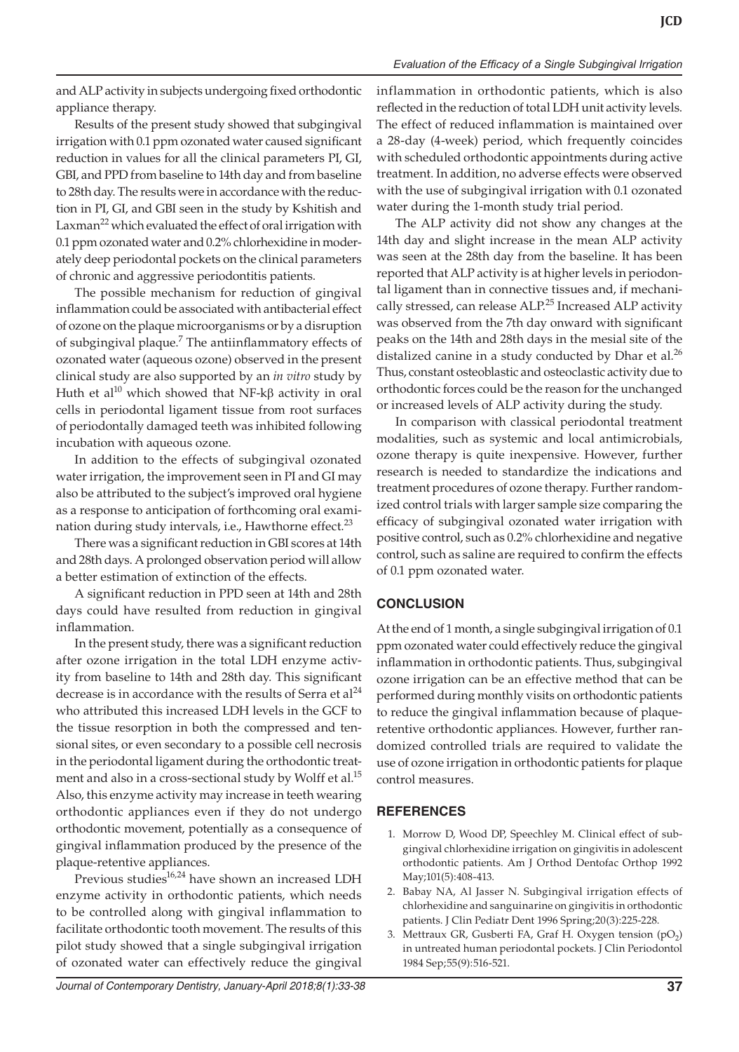and ALP activity in subjects undergoing fixed orthodontic appliance therapy.

Results of the present study showed that subgingival irrigation with 0.1 ppm ozonated water caused significant reduction in values for all the clinical parameters PI, GI, GBI, and PPD from baseline to 14th day and from baseline to 28th day. The results were in accordance with the reduction in PI, GI, and GBI seen in the study by Kshitish and Laxman[22] which evaluated the effect of oral irrigation with 0.1 ppm ozonated water and 0.2% chlorhexidine in moderately deep periodontal pockets on the clinical parameters of chronic and aggressive periodontitis patients.

The possible mechanism for reduction of gingival inflammation could be associated with antibacterial effect of ozone on the plaque microorganisms or by a disruption of subgingival plaque.[7] The antiinflammatory effects of ozonated water (aqueous ozone) observed in the present clinical study are also supported by an *in vitro* study by Huth et al[10] which showed that NF-kβ activity in oral cells in periodontal ligament tissue from root surfaces of periodontally damaged teeth was inhibited following incubation with aqueous ozone.

In addition to the effects of subgingival ozonated water irrigation, the improvement seen in PI and GI may also be attributed to the subject's improved oral hygiene as a response to anticipation of forthcoming oral examination during study intervals, i.e., Hawthorne effect.[23]

There was a significant reduction in GBI scores at 14th and 28th days. A prolonged observation period will allow a better estimation of extinction of the effects.

A significant reduction in PPD seen at 14th and 28th days could have resulted from reduction in gingival inflammation.

In the present study, there was a significant reduction after ozone irrigation in the total LDH enzyme activity from baseline to 14th and 28th day. This significant decrease is in accordance with the results of Serra et al[24] who attributed this increased LDH levels in the GCF to the tissue resorption in both the compressed and tensional sites, or even secondary to a possible cell necrosis in the periodontal ligament during the orthodontic treatment and also in a cross-sectional study by Wolff et al.[15] Also, this enzyme activity may increase in teeth wearing orthodontic appliances even if they do not undergo orthodontic movement, potentially as a consequence of gingival inflammation produced by the presence of the plaque-retentive appliances.

Previous studies[16,24] have shown an increased LDH enzyme activity in orthodontic patients, which needs to be controlled along with gingival inflammation to facilitate orthodontic tooth movement. The results of this pilot study showed that a single subgingival irrigation of ozonated water can effectively reduce the gingival inflammation in orthodontic patients, which is also reflected in the reduction of total LDH unit activity levels. The effect of reduced inflammation is maintained over a 28-day (4-week) period, which frequently coincides with scheduled orthodontic appointments during active treatment. In addition, no adverse effects were observed with the use of subgingival irrigation with 0.1 ozonated water during the 1-month study trial period.

The ALP activity did not show any changes at the 14th day and slight increase in the mean ALP activity was seen at the 28th day from the baseline. It has been reported that ALP activity is at higher levels in periodontal ligament than in connective tissues and, if mechanically stressed, can release ALP.[25] Increased ALP activity was observed from the 7th day onward with significant peaks on the 14th and 28th days in the mesial site of the distalized canine in a study conducted by Dhar et al.[26] Thus, constant osteoblastic and osteoclastic activity due to orthodontic forces could be the reason for the unchanged or increased levels of ALP activity during the study.

In comparison with classical periodontal treatment modalities, such as systemic and local antimicrobials, ozone therapy is quite inexpensive. However, further research is needed to standardize the indications and treatment procedures of ozone therapy. Further randomized control trials with larger sample size comparing the efficacy of subgingival ozonated water irrigation with positive control, such as 0.2% chlorhexidine and negative control, such as saline are required to confirm the effects of 0.1 ppm ozonated water.

## CONCLUSION

At the end of 1 month, a single subgingival irrigation of 0.1 ppm ozonated water could effectively reduce the gingival inflammation in orthodontic patients. Thus, subgingival ozone irrigation can be an effective method that can be performed during monthly visits on orthodontic patients to reduce the gingival inflammation because of plaque-retentive orthodontic appliances. However, further randomized controlled trials are required to validate the use of ozone irrigation in orthodontic patients for plaque control measures.

## REFERENCES

1. Morrow D, Wood DP, Speechley M. Clinical effect of subgingival chlorhexidine irrigation on gingivitis in adolescent orthodontic patients. Am J Orthod Dentofac Orthop 1992 May;101(5):408-413.
2. Babay NA, Al Jasser N. Subgingival irrigation effects of chlorhexidine and sanguinarine on gingivitis in orthodontic patients. J Clin Pediatr Dent 1996 Spring;20(3):225-228.
3. Mettraux GR, Gusberti FA, Graf H. Oxygen tension ($pO_2$) in untreated human periodontal pockets. J Clin Periodontol 1984 Sep;55(9):516-521.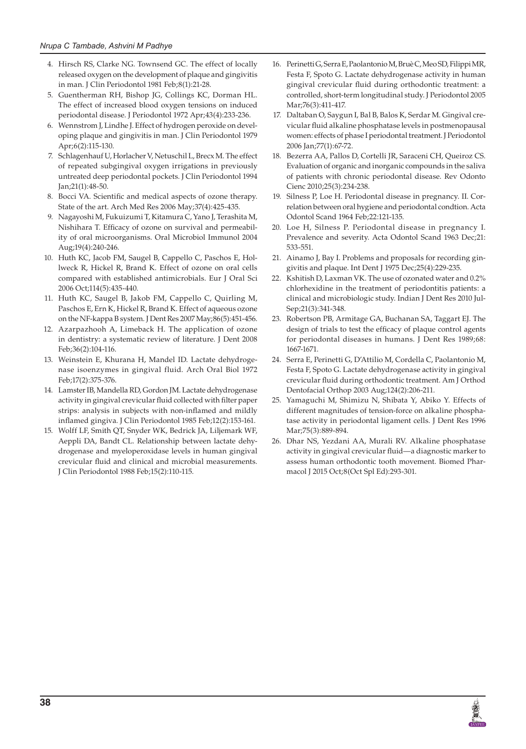4. Hirsch RS, Clarke NG. Townsend GC. The effect of locally released oxygen on the development of plaque and gingivitis in man. J Clin Periodontol 1981 Feb;8(1):21-28.
5. Guentherman RH, Bishop JG, Collings KC, Dorman HL. The effect of increased blood oxygen tensions on induced periodontal disease. J Periodontol 1972 Apr;43(4):233-236.
6. Wennstrom J, Lindhe J. Effect of hydrogen peroxide on developing plaque and gingivitis in man. J Clin Periodontol 1979 Apr;6(2):115-130.
7. Schlagenhauf U, Horlacher V, Netuschil L, Brecx M. The effect of repeated subgingival oxygen irrigations in previously untreated deep periodontal pockets. J Clin Periodontol 1994 Jan;21(1):48-50.
8. Bocci VA. Scientific and medical aspects of ozone therapy. State of the art. Arch Med Res 2006 May;37(4):425-435.
9. Nagayoshi M, Fukuizumi T, Kitamura C, Yano J, Terashita M, Nishihara T. Efficacy of ozone on survival and permeability of oral microorganisms. Oral Microbiol Immunol 2004 Aug;19(4):240-246.
10. Huth KC, Jacob FM, Saugel B, Cappello C, Paschos E, Hollweck R, Hickel R, Brand K. Effect of ozone on oral cells compared with established antimicrobials. Eur J Oral Sci 2006 Oct;114(5):435-440.
11. Huth KC, Saugel B, Jakob FM, Cappello C, Quirling M, Paschos E, Ern K, Hickel R, Brand K. Effect of aqueous ozone on the NF-kappa B system. J Dent Res 2007 May;86(5):451-456.
12. Azarpazhooh A, Limeback H. The application of ozone in dentistry: a systematic review of literature. J Dent 2008 Feb;36(2):104-116.
13. Weinstein E, Khurana H, Mandel ID. Lactate dehydrogenase isoenzymes in gingival fluid. Arch Oral Biol 1972 Feb;17(2):375-376.
14. Lamster IB, Mandella RD, Gordon JM. Lactate dehydrogenase activity in gingival crevicular fluid collected with filter paper strips: analysis in subjects with non-inflamed and mildly inflamed gingiva. J Clin Periodontol 1985 Feb;12(2):153-161.
15. Wolff LF, Smith QT, Snyder WK, Bedrick JA, Liljemark WF, Aeppli DA, Bandt CL. Relationship between lactate dehydrogenase and myeloperoxidase levels in human gingival crevicular fluid and clinical and microbial measurements. J Clin Periodontol 1988 Feb;15(2):110-115.
16. Perinetti G, Serra E, Paolantonio M, Bruè C, Meo SD, Filippi MR, Festa F, Spoto G. Lactate dehydrogenase activity in human gingival crevicular fluid during orthodontic treatment: a controlled, short-term longitudinal study. J Periodontol 2005 Mar;76(3):411-417.
17. Daltaban O, Saygun I, Bal B, Balos K, Serdar M. Gingival crevicular fluid alkaline phosphatase levels in postmenopausal women: effects of phase I periodontal treatment. J Periodontol 2006 Jan;77(1):67-72.
18. Bezerra AA, Pallos D, Cortelli JR, Saraceni CH, Queiroz CS. Evaluation of organic and inorganic compounds in the saliva of patients with chronic periodontal disease. Rev Odonto Cienc 2010;25(3):234-238.
19. Silness P, Loe H. Periodontal disease in pregnancy. II. Correlation between oral hygiene and periodontal condtion. Acta Odontol Scand 1964 Feb;22:121-135.
20. Loe H, Silness P. Periodontal disease in pregnancy I. Prevalence and severity. Acta Odontol Scand 1963 Dec;21: 533-551.
21. Ainamo J, Bay I. Problems and proposals for recording gingivitis and plaque. Int Dent J 1975 Dec;25(4):229-235.
22. Kshitish D, Laxman VK. The use of ozonated water and 0.2% chlorhexidine in the treatment of periodontitis patients: a clinical and microbiologic study. Indian J Dent Res 2010 Jul-Sep;21(3):341-348.
23. Robertson PB, Armitage GA, Buchanan SA, Taggart EJ. The design of trials to test the efficacy of plaque control agents for periodontal diseases in humans. J Dent Res 1989;68: 1667-1671.
24. Serra E, Perinetti G, D'Attilio M, Cordella C, Paolantonio M, Festa F, Spoto G. Lactate dehydrogenase activity in gingival crevicular fluid during orthodontic treatment. Am J Orthod Dentofacial Orthop 2003 Aug;124(2):206-211.
25. Yamaguchi M, Shimizu N, Shibata Y, Abiko Y. Effects of different magnitudes of tension-force on alkaline phosphatase activity in periodontal ligament cells. J Dent Res 1996 Mar;75(3):889-894.
26. Dhar NS, Yezdani AA, Murali RV. Alkaline phosphatase activity in gingival crevicular fluid—a diagnostic marker to assess human orthodontic tooth movement. Biomed Pharmacol J 2015 Oct;8(Oct Spl Ed):293-301.